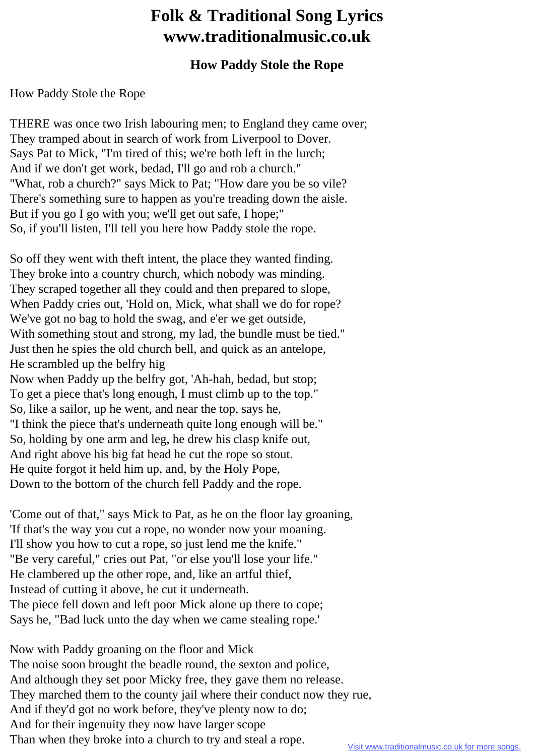# Folk & Traditional Song Lyrics
# www.traditionalmusic.co.uk

## How Paddy Stole the Rope

How Paddy Stole the Rope

THERE was once two Irish labouring men; to England they came over;
They tramped about in search of work from Liverpool to Dover.
Says Pat to Mick, "I'm tired of this; we're both left in the lurch;
And if we don't get work, bedad, I'll go and rob a church."
"What, rob a church?" says Mick to Pat; "How dare you be so vile?
There's something sure to happen as you're treading down the aisle.
But if you go I go with you; we'll get out safe, I hope;"
So, if you'll listen, I'll tell you here how Paddy stole the rope.

So off they went with theft intent, the place they wanted finding.
They broke into a country church, which nobody was minding.
They scraped together all they could and then prepared to slope,
When Paddy cries out, 'Hold on, Mick, what shall we do for rope?
We've got no bag to hold the swag, and e'er we get outside,
With something stout and strong, my lad, the bundle must be tied."
Just then he spies the old church bell, and quick as an antelope,
He scrambled up the belfry hig
Now when Paddy up the belfry got, 'Ah-hah, bedad, but stop;
To get a piece that's long enough, I must climb up to the top."
So, like a sailor, up he went, and near the top, says he,
"I think the piece that's underneath quite long enough will be."
So, holding by one arm and leg, he drew his clasp knife out,
And right above his big fat head he cut the rope so stout.
He quite forgot it held him up, and, by the Holy Pope,
Down to the bottom of the church fell Paddy and the rope.

'Come out of that," says Mick to Pat, as he on the floor lay groaning,
'If that's the way you cut a rope, no wonder now your moaning.
I'll show you how to cut a rope, so just lend me the knife."
"Be very careful," cries out Pat, "or else you'll lose your life."
He clambered up the other rope, and, like an artful thief,
Instead of cutting it above, he cut it underneath.
The piece fell down and left poor Mick alone up there to cope;
Says he, "Bad luck unto the day when we came stealing rope.'

Now with Paddy groaning on the floor and Mick
The noise soon brought the beadle round, the sexton and police,
And although they set poor Micky free, they gave them no release.
They marched them to the county jail where their conduct now they rue,
And if they'd got no work before, they've plenty now to do;
And for their ingenuity they now have larger scope
Than when they broke into a church to try and steal a rope.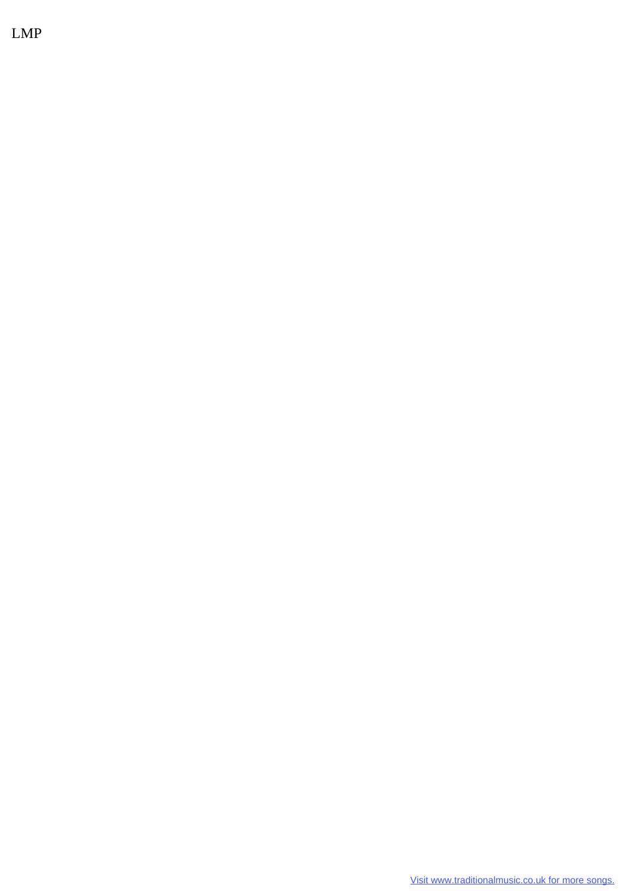LMP

[Visit www.traditionalmusic.co.uk for more songs.](http://www.traditionalmusic.co.uk)